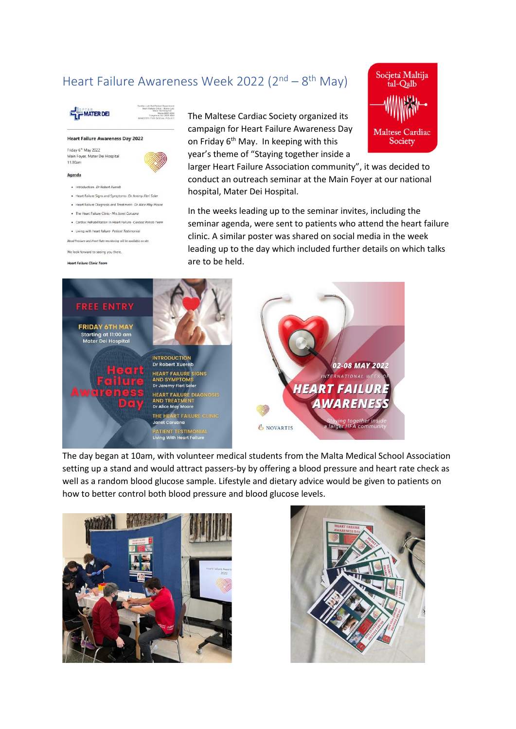# Heart Failure Awareness Week 2022 (2nd – 8th May)

The Maltese Cardiac Society organized its campaign for Heart Failure Awareness Day on Friday 6th May. In keeping with this year's theme of "Staying together inside a larger Heart Failure Association community", it was decided to conduct an outreach seminar at the Main Foyer at our national hospital, Mater Dei Hospital.

In the weeks leading up to the seminar invites, including the seminar agenda, were sent to patients who attend the heart failure clinic. A similar poster was shared on social media in the week leading up to the day which included further details on which talks are to be held.

The day began at 10am, with volunteer medical students from the Malta Medical School Association setting up a stand and would attract passers-by by offering a blood pressure and heart rate check as well as a random blood glucose sample. Lifestyle and dietary advice would be given to patients on how to better control both blood pressure and blood glucose levels.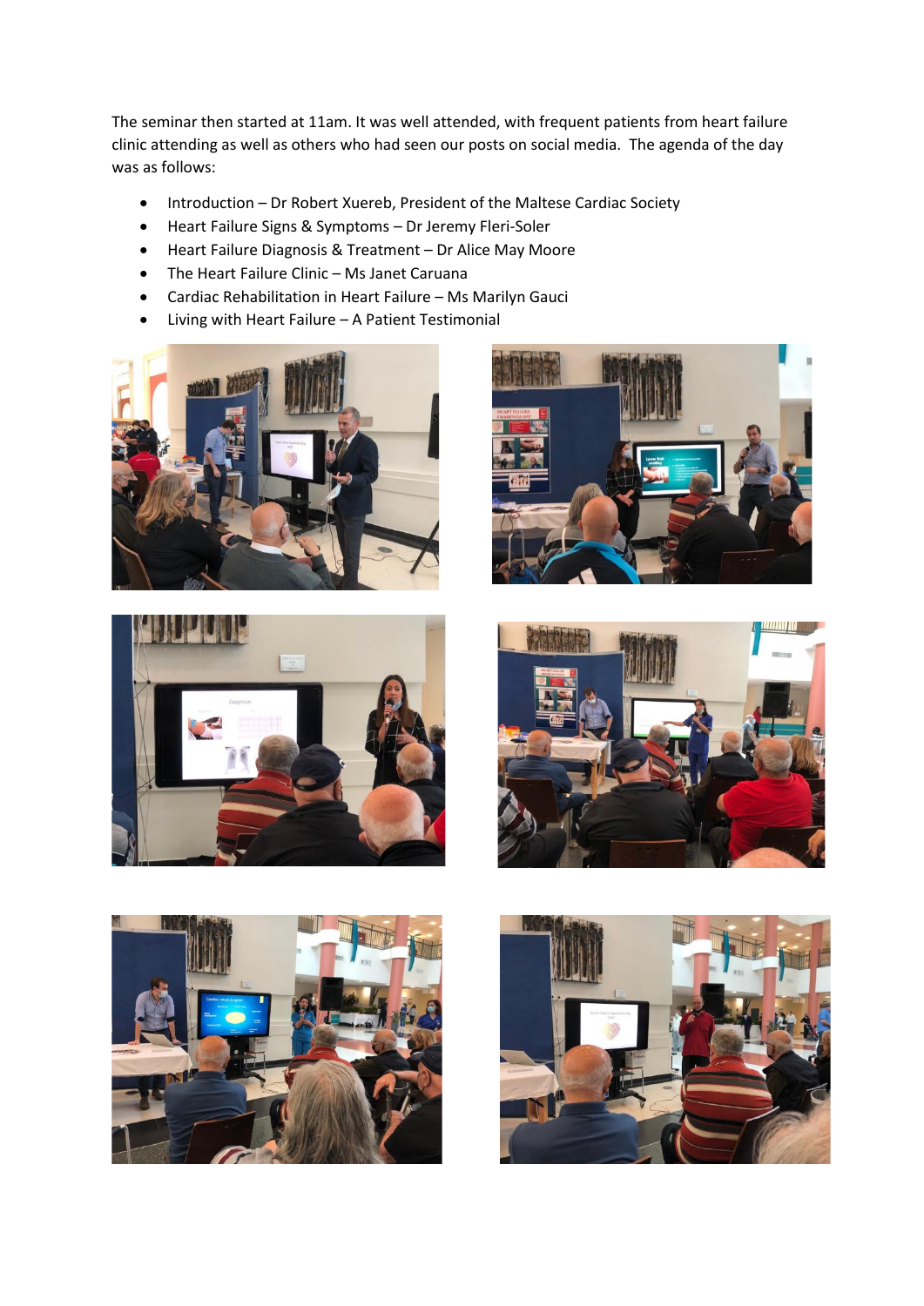The seminar then started at 11am. It was well attended, with frequent patients from heart failure clinic attending as well as others who had seen our posts on social media. The agenda of the day was as follows:

- Introduction – Dr Robert Xuereb, President of the Maltese Cardiac Society
- Heart Failure Signs & Symptoms – Dr Jeremy Fleri-Soler
- Heart Failure Diagnosis & Treatment – Dr Alice May Moore
- The Heart Failure Clinic – Ms Janet Caruana
- Cardiac Rehabilitation in Heart Failure – Ms Marilyn Gauci
- Living with Heart Failure – A Patient Testimonial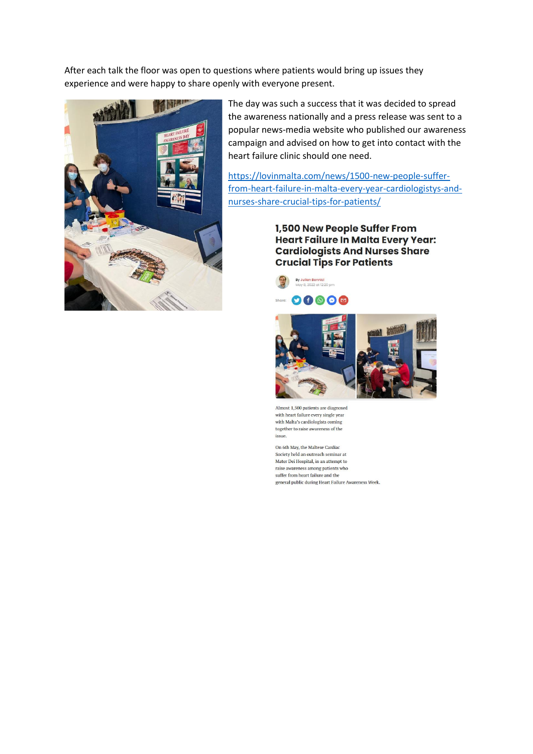After each talk the floor was open to questions where patients would bring up issues they experience and were happy to share openly with everyone present.

The day was such a success that it was decided to spread the awareness nationally and a press release was sent to a popular news-media website who published our awareness campaign and advised on how to get into contact with the heart failure clinic should one need.

https://lovinmalta.com/news/1500-new-people-suffer-from-heart-failure-in-malta-every-year-cardiologistys-and-nurses-share-crucial-tips-for-patients/

**1,500 New People Suffer From Heart Failure In Malta Every Year: Cardiologists And Nurses Share Crucial Tips For Patients**

By Julian Bonnici
May 8, 2022 at 12:20 pm

Share:

Almost 1,500 patients are diagnosed with heart failure every single year with Malta's cardiologists coming together to raise awareness of the issue.

On 6th May, the Maltese Cardiac Society held an outreach seminar at Mater Dei Hospital, in an attempt to raise awareness among patients who suffer from heart failure and the general public during Heart Failure Awareness Week.